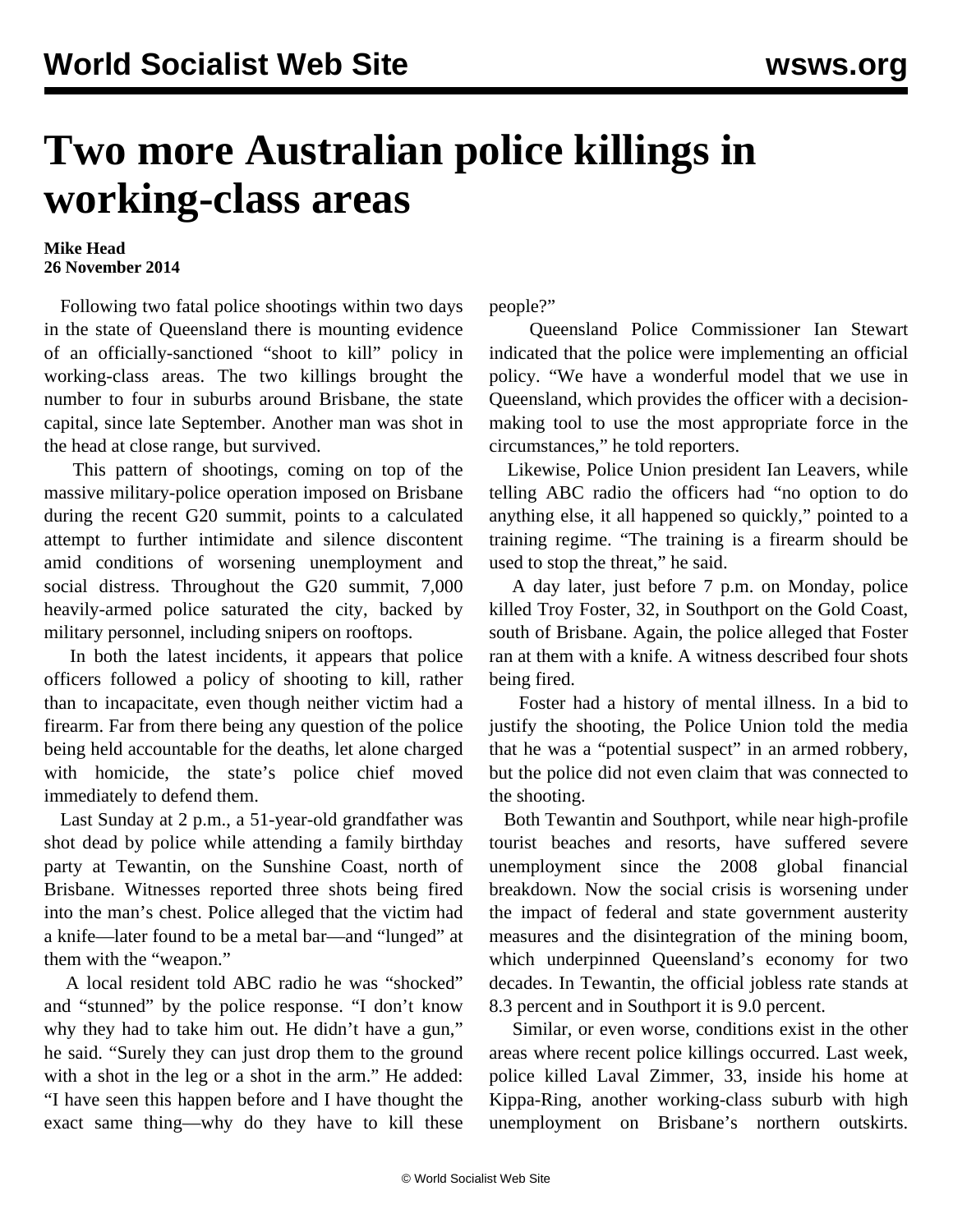# Two more Australian police killings in working-class areas

**Mike Head**
**26 November 2014**

Following two fatal police shootings within two days in the state of Queensland there is mounting evidence of an officially-sanctioned "shoot to kill" policy in working-class areas. The two killings brought the number to four in suburbs around Brisbane, the state capital, since late September. Another man was shot in the head at close range, but survived.

This pattern of shootings, coming on top of the massive military-police operation imposed on Brisbane during the recent G20 summit, points to a calculated attempt to further intimidate and silence discontent amid conditions of worsening unemployment and social distress. Throughout the G20 summit, 7,000 heavily-armed police saturated the city, backed by military personnel, including snipers on rooftops.

In both the latest incidents, it appears that police officers followed a policy of shooting to kill, rather than to incapacitate, even though neither victim had a firearm. Far from there being any question of the police being held accountable for the deaths, let alone charged with homicide, the state's police chief moved immediately to defend them.

Last Sunday at 2 p.m., a 51-year-old grandfather was shot dead by police while attending a family birthday party at Tewantin, on the Sunshine Coast, north of Brisbane. Witnesses reported three shots being fired into the man's chest. Police alleged that the victim had a knife—later found to be a metal bar—and "lunged" at them with the "weapon."

A local resident told ABC radio he was "shocked" and "stunned" by the police response. "I don't know why they had to take him out. He didn't have a gun," he said. "Surely they can just drop them to the ground with a shot in the leg or a shot in the arm." He added: "I have seen this happen before and I have thought the exact same thing—why do they have to kill these people?"

Queensland Police Commissioner Ian Stewart indicated that the police were implementing an official policy. "We have a wonderful model that we use in Queensland, which provides the officer with a decision-making tool to use the most appropriate force in the circumstances," he told reporters.

Likewise, Police Union president Ian Leavers, while telling ABC radio the officers had "no option to do anything else, it all happened so quickly," pointed to a training regime. "The training is a firearm should be used to stop the threat," he said.

A day later, just before 7 p.m. on Monday, police killed Troy Foster, 32, in Southport on the Gold Coast, south of Brisbane. Again, the police alleged that Foster ran at them with a knife. A witness described four shots being fired.

Foster had a history of mental illness. In a bid to justify the shooting, the Police Union told the media that he was a "potential suspect" in an armed robbery, but the police did not even claim that was connected to the shooting.

Both Tewantin and Southport, while near high-profile tourist beaches and resorts, have suffered severe unemployment since the 2008 global financial breakdown. Now the social crisis is worsening under the impact of federal and state government austerity measures and the disintegration of the mining boom, which underpinned Queensland's economy for two decades. In Tewantin, the official jobless rate stands at 8.3 percent and in Southport it is 9.0 percent.

Similar, or even worse, conditions exist in the other areas where recent police killings occurred. Last week, police killed Laval Zimmer, 33, inside his home at Kippa-Ring, another working-class suburb with high unemployment on Brisbane's northern outskirts.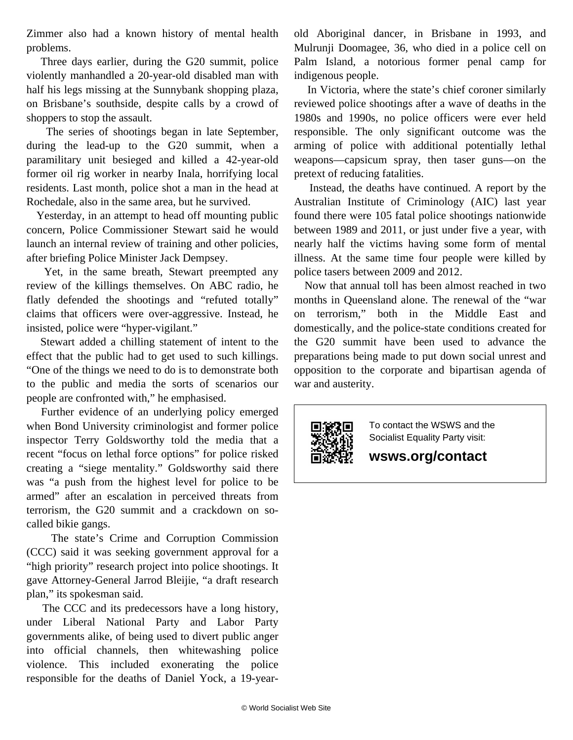Zimmer also had a known history of mental health problems.

Three days earlier, during the G20 summit, police violently manhandled a 20-year-old disabled man with half his legs missing at the Sunnybank shopping plaza, on Brisbane's southside, despite calls by a crowd of shoppers to stop the assault.

The series of shootings began in late September, during the lead-up to the G20 summit, when a paramilitary unit besieged and killed a 42-year-old former oil rig worker in nearby Inala, horrifying local residents. Last month, police shot a man in the head at Rochedale, also in the same area, but he survived.

Yesterday, in an attempt to head off mounting public concern, Police Commissioner Stewart said he would launch an internal review of training and other policies, after briefing Police Minister Jack Dempsey.

Yet, in the same breath, Stewart preempted any review of the killings themselves. On ABC radio, he flatly defended the shootings and "refuted totally" claims that officers were over-aggressive. Instead, he insisted, police were "hyper-vigilant."

Stewart added a chilling statement of intent to the effect that the public had to get used to such killings. "One of the things we need to do is to demonstrate both to the public and media the sorts of scenarios our people are confronted with," he emphasised.

Further evidence of an underlying policy emerged when Bond University criminologist and former police inspector Terry Goldsworthy told the media that a recent "focus on lethal force options" for police risked creating a "siege mentality." Goldsworthy said there was "a push from the highest level for police to be armed" after an escalation in perceived threats from terrorism, the G20 summit and a crackdown on so-called bikie gangs.

The state's Crime and Corruption Commission (CCC) said it was seeking government approval for a "high priority" research project into police shootings. It gave Attorney-General Jarrod Bleijie, "a draft research plan," its spokesman said.

The CCC and its predecessors have a long history, under Liberal National Party and Labor Party governments alike, of being used to divert public anger into official channels, then whitewashing police violence. This included exonerating the police responsible for the deaths of Daniel Yock, a 19-year-old Aboriginal dancer, in Brisbane in 1993, and Mulrunji Doomagee, 36, who died in a police cell on Palm Island, a notorious former penal camp for indigenous people.

In Victoria, where the state's chief coroner similarly reviewed police shootings after a wave of deaths in the 1980s and 1990s, no police officers were ever held responsible. The only significant outcome was the arming of police with additional potentially lethal weapons—capsicum spray, then taser guns—on the pretext of reducing fatalities.

Instead, the deaths have continued. A report by the Australian Institute of Criminology (AIC) last year found there were 105 fatal police shootings nationwide between 1989 and 2011, or just under five a year, with nearly half the victims having some form of mental illness. At the same time four people were killed by police tasers between 2009 and 2012.

Now that annual toll has been almost reached in two months in Queensland alone. The renewal of the "war on terrorism," both in the Middle East and domestically, and the police-state conditions created for the G20 summit have been used to advance the preparations being made to put down social unrest and opposition to the corporate and bipartisan agenda of war and austerity.

To contact the WSWS and the Socialist Equality Party visit:

**wsws.org/contact**